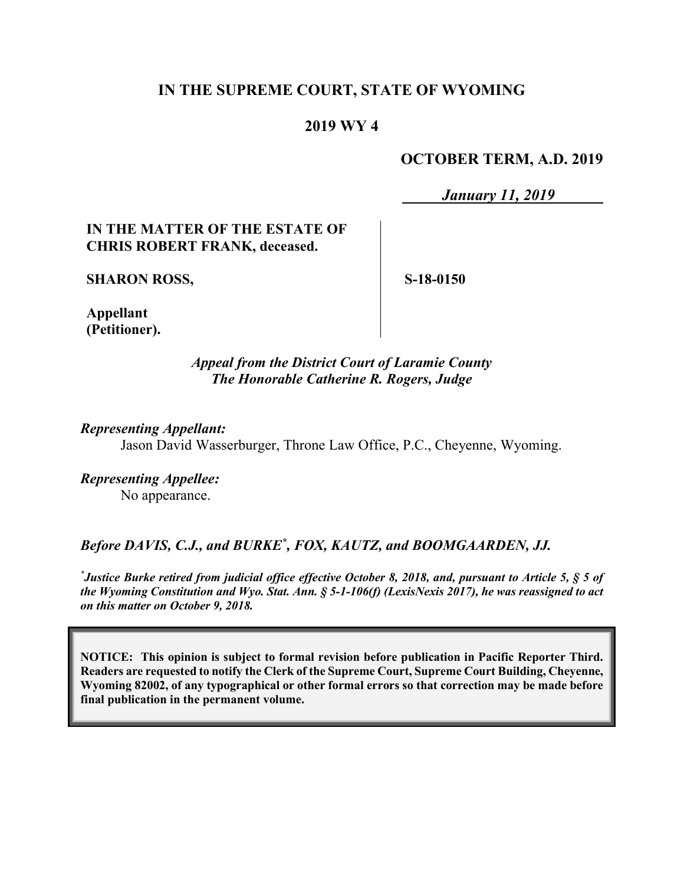**IN THE SUPREME COURT, STATE OF WYOMING**

**2019 WY 4**

**OCTOBER TERM, A.D. 2019**

***January 11, 2019***

**IN THE MATTER OF THE ESTATE OF CHRIS ROBERT FRANK, deceased.**

**SHARON ROSS,**

**Appellant (Petitioner).**

**S-18-0150**

***Appeal from the District Court of Laramie County***
***The Honorable Catherine R. Rogers, Judge***

***Representing Appellant:***
Jason David Wasserburger, Throne Law Office, P.C., Cheyenne, Wyoming.

***Representing Appellee:***
No appearance.

***Before DAVIS, C.J., and BURKE*\*, FOX, KAUTZ, and BOOMGAARDEN, JJ.***

*\*Justice Burke retired from judicial office effective October 8, 2018, and, pursuant to Article 5, § 5 of the Wyoming Constitution and Wyo. Stat. Ann. § 5-1-106(f) (LexisNexis 2017), he was reassigned to act on this matter on October 9, 2018.*

**NOTICE: This opinion is subject to formal revision before publication in Pacific Reporter Third. Readers are requested to notify the Clerk of the Supreme Court, Supreme Court Building, Cheyenne, Wyoming 82002, of any typographical or other formal errors so that correction may be made before final publication in the permanent volume.**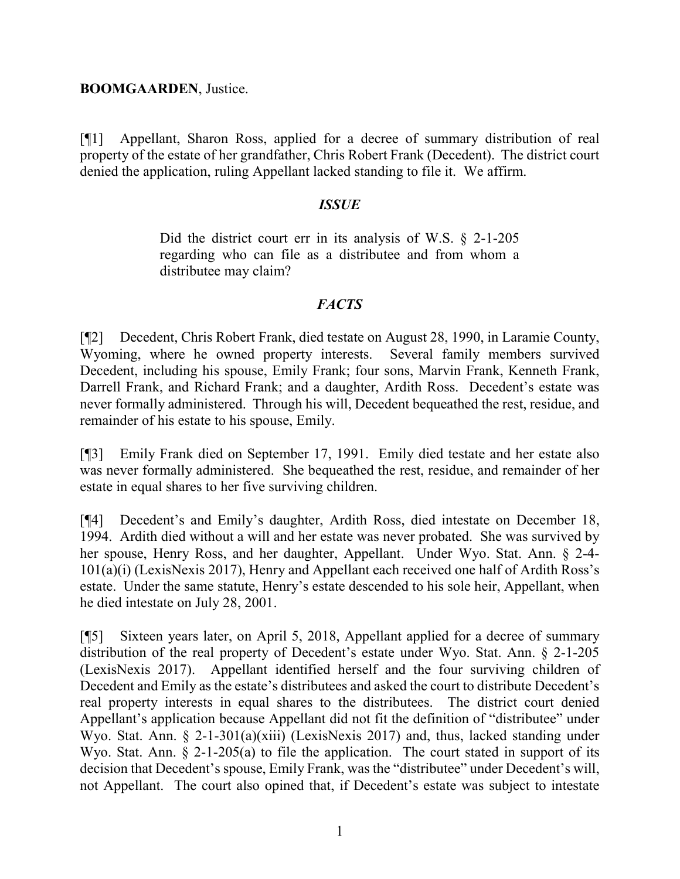**BOOMGAARDEN**, Justice.

[¶1] Appellant, Sharon Ross, applied for a decree of summary distribution of real property of the estate of her grandfather, Chris Robert Frank (Decedent). The district court denied the application, ruling Appellant lacked standing to file it. We affirm.

## *ISSUE*

> Did the district court err in its analysis of W.S. § 2-1-205 regarding who can file as a distributee and from whom a distributee may claim?

## *FACTS*

[¶2] Decedent, Chris Robert Frank, died testate on August 28, 1990, in Laramie County, Wyoming, where he owned property interests. Several family members survived Decedent, including his spouse, Emily Frank; four sons, Marvin Frank, Kenneth Frank, Darrell Frank, and Richard Frank; and a daughter, Ardith Ross. Decedent's estate was never formally administered. Through his will, Decedent bequeathed the rest, residue, and remainder of his estate to his spouse, Emily.

[¶3] Emily Frank died on September 17, 1991. Emily died testate and her estate also was never formally administered. She bequeathed the rest, residue, and remainder of her estate in equal shares to her five surviving children.

[¶4] Decedent's and Emily's daughter, Ardith Ross, died intestate on December 18, 1994. Ardith died without a will and her estate was never probated. She was survived by her spouse, Henry Ross, and her daughter, Appellant. Under Wyo. Stat. Ann. § 2-4-101(a)(i) (LexisNexis 2017), Henry and Appellant each received one half of Ardith Ross's estate. Under the same statute, Henry's estate descended to his sole heir, Appellant, when he died intestate on July 28, 2001.

[¶5] Sixteen years later, on April 5, 2018, Appellant applied for a decree of summary distribution of the real property of Decedent's estate under Wyo. Stat. Ann. § 2-1-205 (LexisNexis 2017). Appellant identified herself and the four surviving children of Decedent and Emily as the estate's distributees and asked the court to distribute Decedent's real property interests in equal shares to the distributees. The district court denied Appellant's application because Appellant did not fit the definition of "distributee" under Wyo. Stat. Ann. § 2-1-301(a)(xiii) (LexisNexis 2017) and, thus, lacked standing under Wyo. Stat. Ann. § 2-1-205(a) to file the application. The court stated in support of its decision that Decedent's spouse, Emily Frank, was the "distributee" under Decedent's will, not Appellant. The court also opined that, if Decedent's estate was subject to intestate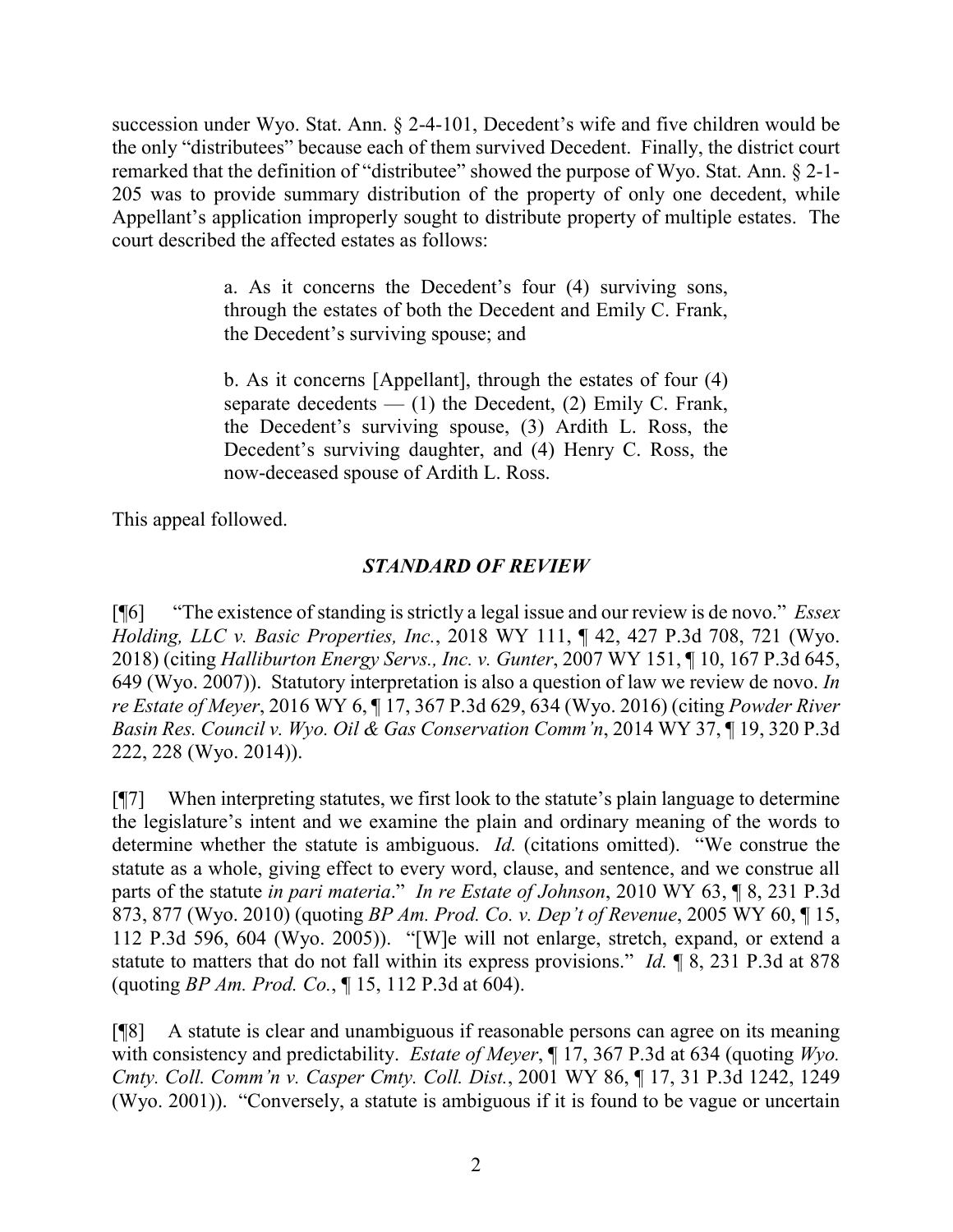succession under Wyo. Stat. Ann. § 2-4-101, Decedent's wife and five children would be the only "distributees" because each of them survived Decedent. Finally, the district court remarked that the definition of "distributee" showed the purpose of Wyo. Stat. Ann. § 2-1-205 was to provide summary distribution of the property of only one decedent, while Appellant's application improperly sought to distribute property of multiple estates. The court described the affected estates as follows:

> a. As it concerns the Decedent's four (4) surviving sons, through the estates of both the Decedent and Emily C. Frank, the Decedent's surviving spouse; and
>
> b. As it concerns [Appellant], through the estates of four (4) separate decedents — (1) the Decedent, (2) Emily C. Frank, the Decedent's surviving spouse, (3) Ardith L. Ross, the Decedent's surviving daughter, and (4) Henry C. Ross, the now-deceased spouse of Ardith L. Ross.

This appeal followed.

### *STANDARD OF REVIEW*

[¶6] "The existence of standing is strictly a legal issue and our review is de novo." *Essex Holding, LLC v. Basic Properties, Inc.*, 2018 WY 111, ¶ 42, 427 P.3d 708, 721 (Wyo. 2018) (citing *Halliburton Energy Servs., Inc. v. Gunter*, 2007 WY 151, ¶ 10, 167 P.3d 645, 649 (Wyo. 2007)). Statutory interpretation is also a question of law we review de novo. *In re Estate of Meyer*, 2016 WY 6, ¶ 17, 367 P.3d 629, 634 (Wyo. 2016) (citing *Powder River Basin Res. Council v. Wyo. Oil & Gas Conservation Comm'n*, 2014 WY 37, ¶ 19, 320 P.3d 222, 228 (Wyo. 2014)).

[¶7] When interpreting statutes, we first look to the statute's plain language to determine the legislature's intent and we examine the plain and ordinary meaning of the words to determine whether the statute is ambiguous. *Id.* (citations omitted). "We construe the statute as a whole, giving effect to every word, clause, and sentence, and we construe all parts of the statute *in pari materia*." *In re Estate of Johnson*, 2010 WY 63, ¶ 8, 231 P.3d 873, 877 (Wyo. 2010) (quoting *BP Am. Prod. Co. v. Dep't of Revenue*, 2005 WY 60, ¶ 15, 112 P.3d 596, 604 (Wyo. 2005)). "[W]e will not enlarge, stretch, expand, or extend a statute to matters that do not fall within its express provisions." *Id.* ¶ 8, 231 P.3d at 878 (quoting *BP Am. Prod. Co.*, ¶ 15, 112 P.3d at 604).

[¶8] A statute is clear and unambiguous if reasonable persons can agree on its meaning with consistency and predictability. *Estate of Meyer*, ¶ 17, 367 P.3d at 634 (quoting *Wyo. Cmty. Coll. Comm'n v. Casper Cmty. Coll. Dist.*, 2001 WY 86, ¶ 17, 31 P.3d 1242, 1249 (Wyo. 2001)). "Conversely, a statute is ambiguous if it is found to be vague or uncertain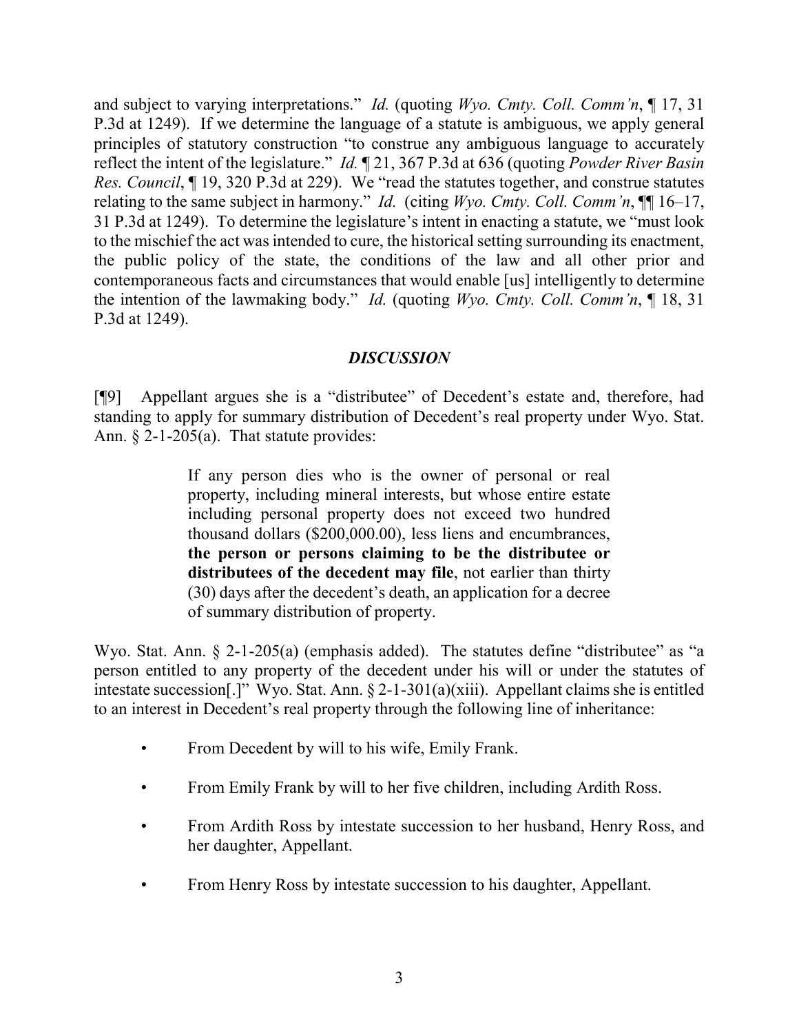and subject to varying interpretations." *Id.* (quoting *Wyo. Cmty. Coll. Comm'n*, ¶ 17, 31 P.3d at 1249). If we determine the language of a statute is ambiguous, we apply general principles of statutory construction "to construe any ambiguous language to accurately reflect the intent of the legislature." *Id.* ¶ 21, 367 P.3d at 636 (quoting *Powder River Basin Res. Council*, ¶ 19, 320 P.3d at 229). We "read the statutes together, and construe statutes relating to the same subject in harmony." *Id.* (citing *Wyo. Cmty. Coll. Comm'n*, ¶¶ 16–17, 31 P.3d at 1249). To determine the legislature's intent in enacting a statute, we "must look to the mischief the act was intended to cure, the historical setting surrounding its enactment, the public policy of the state, the conditions of the law and all other prior and contemporaneous facts and circumstances that would enable [us] intelligently to determine the intention of the lawmaking body." *Id.* (quoting *Wyo. Cmty. Coll. Comm'n*, ¶ 18, 31 P.3d at 1249).

## *DISCUSSION*

[¶9] Appellant argues she is a "distributee" of Decedent's estate and, therefore, had standing to apply for summary distribution of Decedent's real property under Wyo. Stat. Ann. § 2-1-205(a). That statute provides:

> If any person dies who is the owner of personal or real property, including mineral interests, but whose entire estate including personal property does not exceed two hundred thousand dollars ($200,000.00), less liens and encumbrances, **the person or persons claiming to be the distributee or distributees of the decedent may file**, not earlier than thirty (30) days after the decedent's death, an application for a decree of summary distribution of property.

Wyo. Stat. Ann. § 2-1-205(a) (emphasis added). The statutes define "distributee" as "a person entitled to any property of the decedent under his will or under the statutes of intestate succession[.]" Wyo. Stat. Ann. § 2-1-301(a)(xiii). Appellant claims she is entitled to an interest in Decedent's real property through the following line of inheritance:

- From Decedent by will to his wife, Emily Frank.
- From Emily Frank by will to her five children, including Ardith Ross.
- From Ardith Ross by intestate succession to her husband, Henry Ross, and her daughter, Appellant.
- From Henry Ross by intestate succession to his daughter, Appellant.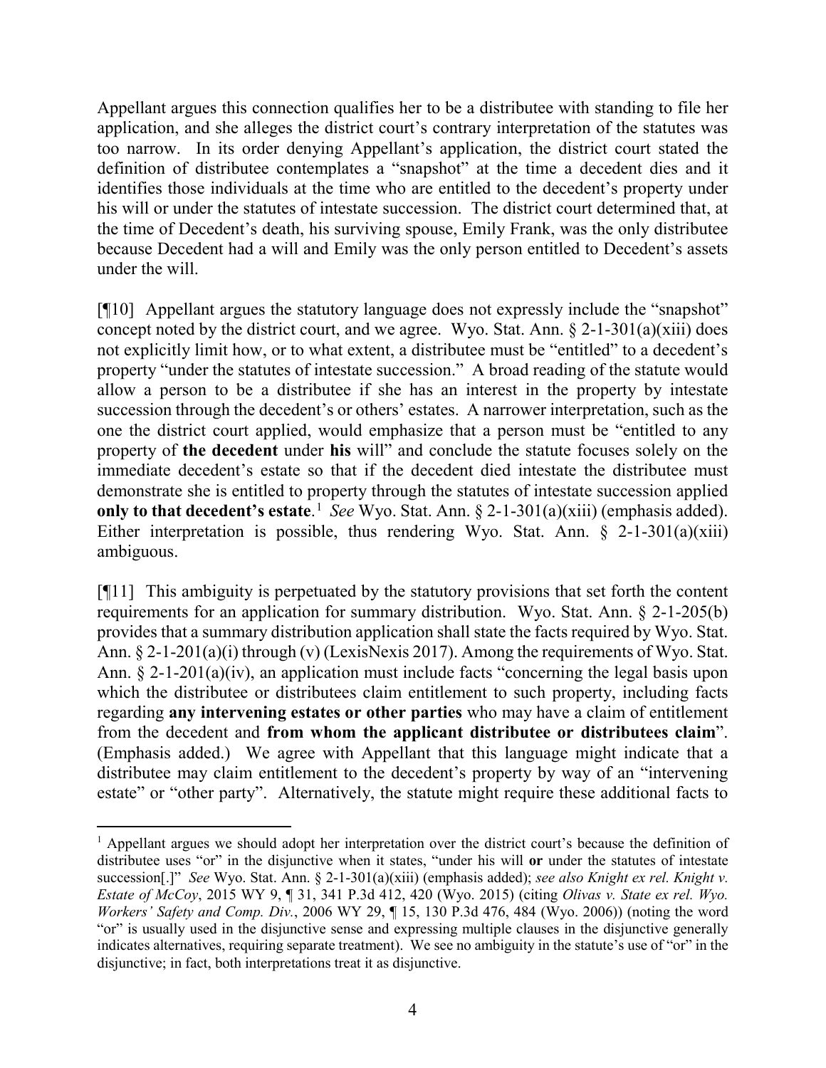Appellant argues this connection qualifies her to be a distributee with standing to file her application, and she alleges the district court's contrary interpretation of the statutes was too narrow. In its order denying Appellant's application, the district court stated the definition of distributee contemplates a "snapshot" at the time a decedent dies and it identifies those individuals at the time who are entitled to the decedent's property under his will or under the statutes of intestate succession. The district court determined that, at the time of Decedent's death, his surviving spouse, Emily Frank, was the only distributee because Decedent had a will and Emily was the only person entitled to Decedent's assets under the will.

[¶10] Appellant argues the statutory language does not expressly include the "snapshot" concept noted by the district court, and we agree. Wyo. Stat. Ann. § 2-1-301(a)(xiii) does not explicitly limit how, or to what extent, a distributee must be "entitled" to a decedent's property "under the statutes of intestate succession." A broad reading of the statute would allow a person to be a distributee if she has an interest in the property by intestate succession through the decedent's or others' estates. A narrower interpretation, such as the one the district court applied, would emphasize that a person must be "entitled to any property of **the decedent** under **his** will" and conclude the statute focuses solely on the immediate decedent's estate so that if the decedent died intestate the distributee must demonstrate she is entitled to property through the statutes of intestate succession applied **only to that decedent's estate**.[1] *See* Wyo. Stat. Ann. § 2-1-301(a)(xiii) (emphasis added). Either interpretation is possible, thus rendering Wyo. Stat. Ann. § 2-1-301(a)(xiii) ambiguous.

[¶11] This ambiguity is perpetuated by the statutory provisions that set forth the content requirements for an application for summary distribution. Wyo. Stat. Ann. § 2-1-205(b) provides that a summary distribution application shall state the facts required by Wyo. Stat. Ann. § 2-1-201(a)(i) through (v) (LexisNexis 2017). Among the requirements of Wyo. Stat. Ann. § 2-1-201(a)(iv), an application must include facts "concerning the legal basis upon which the distributee or distributees claim entitlement to such property, including facts regarding **any intervening estates or other parties** who may have a claim of entitlement from the decedent and **from whom the applicant distributee or distributees claim**". (Emphasis added.) We agree with Appellant that this language might indicate that a distributee may claim entitlement to the decedent's property by way of an "intervening estate" or "other party". Alternatively, the statute might require these additional facts to

---

[1] Appellant argues we should adopt her interpretation over the district court's because the definition of distributee uses "or" in the disjunctive when it states, "under his will **or** under the statutes of intestate succession[.]" *See* Wyo. Stat. Ann. § 2-1-301(a)(xiii) (emphasis added); *see also Knight ex rel. Knight v. Estate of McCoy*, 2015 WY 9, ¶ 31, 341 P.3d 412, 420 (Wyo. 2015) (citing *Olivas v. State ex rel. Wyo. Workers' Safety and Comp. Div.*, 2006 WY 29, ¶ 15, 130 P.3d 476, 484 (Wyo. 2006)) (noting the word "or" is usually used in the disjunctive sense and expressing multiple clauses in the disjunctive generally indicates alternatives, requiring separate treatment). We see no ambiguity in the statute's use of "or" in the disjunctive; in fact, both interpretations treat it as disjunctive.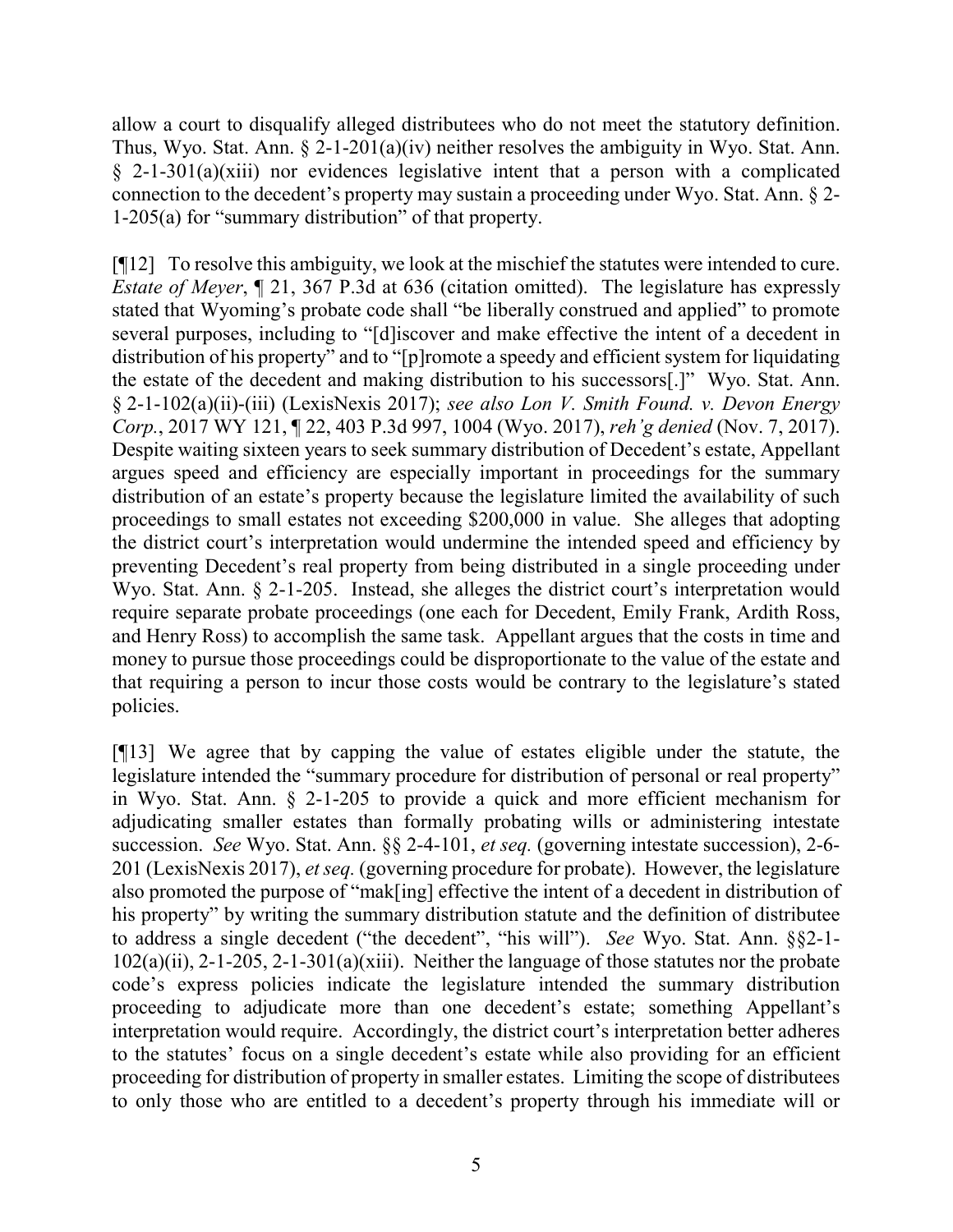allow a court to disqualify alleged distributees who do not meet the statutory definition. Thus, Wyo. Stat. Ann. § 2-1-201(a)(iv) neither resolves the ambiguity in Wyo. Stat. Ann. § 2-1-301(a)(xiii) nor evidences legislative intent that a person with a complicated connection to the decedent's property may sustain a proceeding under Wyo. Stat. Ann. § 2-1-205(a) for "summary distribution" of that property.

[¶12] To resolve this ambiguity, we look at the mischief the statutes were intended to cure. *Estate of Meyer*, ¶ 21, 367 P.3d at 636 (citation omitted). The legislature has expressly stated that Wyoming's probate code shall "be liberally construed and applied" to promote several purposes, including to "[d]iscover and make effective the intent of a decedent in distribution of his property" and to "[p]romote a speedy and efficient system for liquidating the estate of the decedent and making distribution to his successors[.]" Wyo. Stat. Ann. § 2-1-102(a)(ii)-(iii) (LexisNexis 2017); *see also Lon V. Smith Found. v. Devon Energy Corp.*, 2017 WY 121, ¶ 22, 403 P.3d 997, 1004 (Wyo. 2017), *reh'g denied* (Nov. 7, 2017). Despite waiting sixteen years to seek summary distribution of Decedent's estate, Appellant argues speed and efficiency are especially important in proceedings for the summary distribution of an estate's property because the legislature limited the availability of such proceedings to small estates not exceeding $200,000 in value. She alleges that adopting the district court's interpretation would undermine the intended speed and efficiency by preventing Decedent's real property from being distributed in a single proceeding under Wyo. Stat. Ann. § 2-1-205. Instead, she alleges the district court's interpretation would require separate probate proceedings (one each for Decedent, Emily Frank, Ardith Ross, and Henry Ross) to accomplish the same task. Appellant argues that the costs in time and money to pursue those proceedings could be disproportionate to the value of the estate and that requiring a person to incur those costs would be contrary to the legislature's stated policies.

[¶13] We agree that by capping the value of estates eligible under the statute, the legislature intended the "summary procedure for distribution of personal or real property" in Wyo. Stat. Ann. § 2-1-205 to provide a quick and more efficient mechanism for adjudicating smaller estates than formally probating wills or administering intestate succession. *See* Wyo. Stat. Ann. §§ 2-4-101, *et seq.* (governing intestate succession), 2-6-201 (LexisNexis 2017), *et seq.* (governing procedure for probate). However, the legislature also promoted the purpose of "mak[ing] effective the intent of a decedent in distribution of his property" by writing the summary distribution statute and the definition of distributee to address a single decedent ("the decedent", "his will"). *See* Wyo. Stat. Ann. §§2-1-102(a)(ii), 2-1-205, 2-1-301(a)(xiii). Neither the language of those statutes nor the probate code's express policies indicate the legislature intended the summary distribution proceeding to adjudicate more than one decedent's estate; something Appellant's interpretation would require. Accordingly, the district court's interpretation better adheres to the statutes' focus on a single decedent's estate while also providing for an efficient proceeding for distribution of property in smaller estates. Limiting the scope of distributees to only those who are entitled to a decedent's property through his immediate will or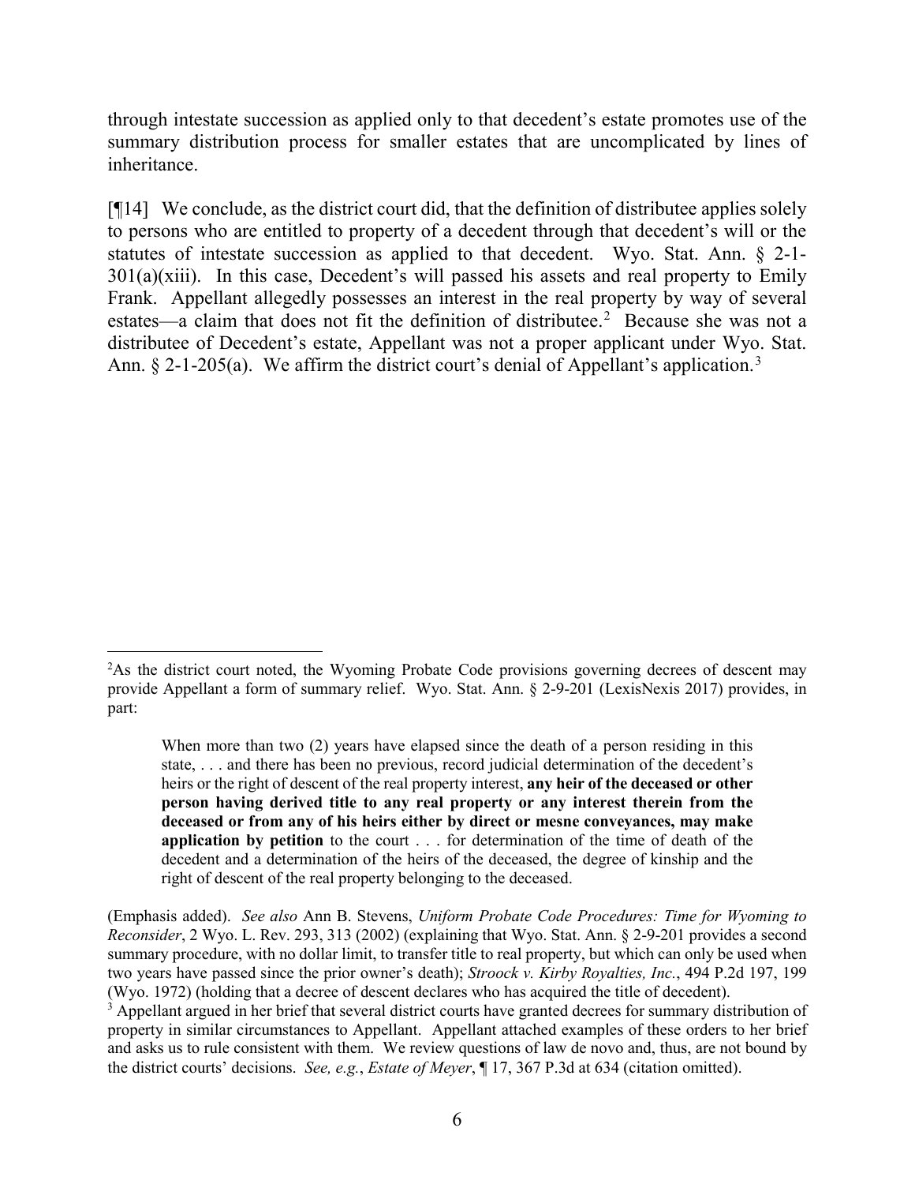through intestate succession as applied only to that decedent's estate promotes use of the summary distribution process for smaller estates that are uncomplicated by lines of inheritance.

[¶14] We conclude, as the district court did, that the definition of distributee applies solely to persons who are entitled to property of a decedent through that decedent's will or the statutes of intestate succession as applied to that decedent. Wyo. Stat. Ann. § 2-1-301(a)(xiii). In this case, Decedent's will passed his assets and real property to Emily Frank. Appellant allegedly possesses an interest in the real property by way of several estates—a claim that does not fit the definition of distributee.[2] Because she was not a distributee of Decedent's estate, Appellant was not a proper applicant under Wyo. Stat. Ann. § 2-1-205(a). We affirm the district court's denial of Appellant's application.[3]

---

[2]As the district court noted, the Wyoming Probate Code provisions governing decrees of descent may provide Appellant a form of summary relief. Wyo. Stat. Ann. § 2-9-201 (LexisNexis 2017) provides, in part:

> When more than two (2) years have elapsed since the death of a person residing in this state, . . . and there has been no previous, record judicial determination of the decedent's heirs or the right of descent of the real property interest, **any heir of the deceased or other person having derived title to any real property or any interest therein from the deceased or from any of his heirs either by direct or mesne conveyances, may make application by petition** to the court . . . for determination of the time of death of the decedent and a determination of the heirs of the deceased, the degree of kinship and the right of descent of the real property belonging to the deceased.

(Emphasis added). *See also* Ann B. Stevens, *Uniform Probate Code Procedures: Time for Wyoming to Reconsider*, 2 Wyo. L. Rev. 293, 313 (2002) (explaining that Wyo. Stat. Ann. § 2-9-201 provides a second summary procedure, with no dollar limit, to transfer title to real property, but which can only be used when two years have passed since the prior owner's death); *Stroock v. Kirby Royalties, Inc.*, 494 P.2d 197, 199 (Wyo. 1972) (holding that a decree of descent declares who has acquired the title of decedent).

[3] Appellant argued in her brief that several district courts have granted decrees for summary distribution of property in similar circumstances to Appellant. Appellant attached examples of these orders to her brief and asks us to rule consistent with them. We review questions of law de novo and, thus, are not bound by the district courts' decisions. *See, e.g.*, *Estate of Meyer*, ¶ 17, 367 P.3d at 634 (citation omitted).